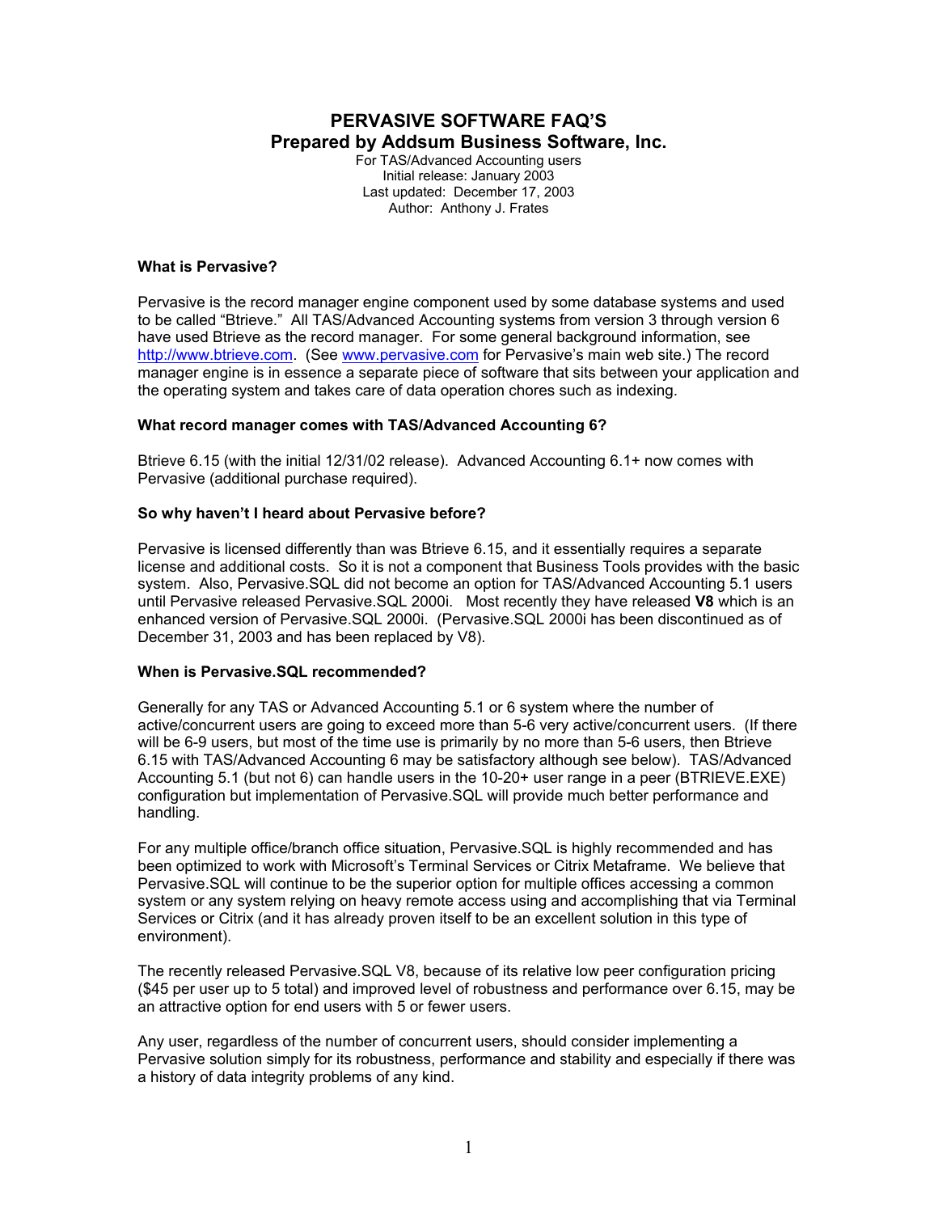# PERVASIVE SOFTWARE FAQ'S
## Prepared by Addsum Business Software, Inc.

For TAS/Advanced Accounting users
Initial release: January 2003
Last updated: December 17, 2003
Author: Anthony J. Frates

### What is Pervasive?

Pervasive is the record manager engine component used by some database systems and used to be called "Btrieve." All TAS/Advanced Accounting systems from version 3 through version 6 have used Btrieve as the record manager. For some general background information, see http://www.btrieve.com. (See www.pervasive.com for Pervasive's main web site.) The record manager engine is in essence a separate piece of software that sits between your application and the operating system and takes care of data operation chores such as indexing.

### What record manager comes with TAS/Advanced Accounting 6?

Btrieve 6.15 (with the initial 12/31/02 release). Advanced Accounting 6.1+ now comes with Pervasive (additional purchase required).

### So why haven't I heard about Pervasive before?

Pervasive is licensed differently than was Btrieve 6.15, and it essentially requires a separate license and additional costs. So it is not a component that Business Tools provides with the basic system. Also, Pervasive.SQL did not become an option for TAS/Advanced Accounting 5.1 users until Pervasive released Pervasive.SQL 2000i. Most recently they have released **V8** which is an enhanced version of Pervasive.SQL 2000i. (Pervasive.SQL 2000i has been discontinued as of December 31, 2003 and has been replaced by V8).

### When is Pervasive.SQL recommended?

Generally for any TAS or Advanced Accounting 5.1 or 6 system where the number of active/concurrent users are going to exceed more than 5-6 very active/concurrent users. (If there will be 6-9 users, but most of the time use is primarily by no more than 5-6 users, then Btrieve 6.15 with TAS/Advanced Accounting 6 may be satisfactory although see below). TAS/Advanced Accounting 5.1 (but not 6) can handle users in the 10-20+ user range in a peer (BTRIEVE.EXE) configuration but implementation of Pervasive.SQL will provide much better performance and handling.

For any multiple office/branch office situation, Pervasive.SQL is highly recommended and has been optimized to work with Microsoft's Terminal Services or Citrix Metaframe. We believe that Pervasive.SQL will continue to be the superior option for multiple offices accessing a common system or any system relying on heavy remote access using and accomplishing that via Terminal Services or Citrix (and it has already proven itself to be an excellent solution in this type of environment).

The recently released Pervasive.SQL V8, because of its relative low peer configuration pricing ($45 per user up to 5 total) and improved level of robustness and performance over 6.15, may be an attractive option for end users with 5 or fewer users.

Any user, regardless of the number of concurrent users, should consider implementing a Pervasive solution simply for its robustness, performance and stability and especially if there was a history of data integrity problems of any kind.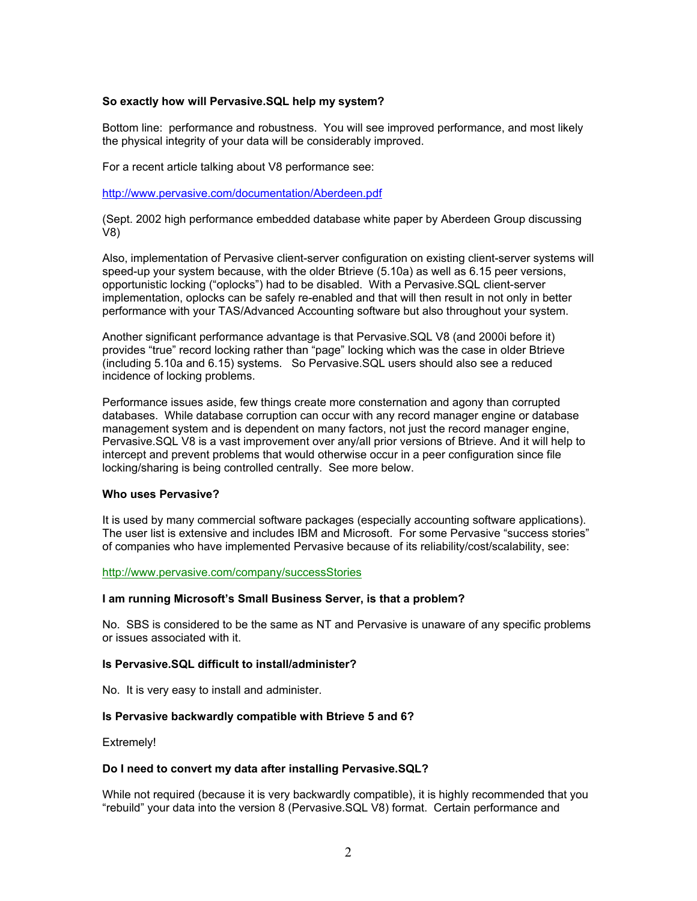**So exactly how will Pervasive.SQL help my system?**

Bottom line: performance and robustness. You will see improved performance, and most likely the physical integrity of your data will be considerably improved.

For a recent article talking about V8 performance see:

http://www.pervasive.com/documentation/Aberdeen.pdf

(Sept. 2002 high performance embedded database white paper by Aberdeen Group discussing V8)

Also, implementation of Pervasive client-server configuration on existing client-server systems will speed-up your system because, with the older Btrieve (5.10a) as well as 6.15 peer versions, opportunistic locking ("oplocks") had to be disabled. With a Pervasive.SQL client-server implementation, oplocks can be safely re-enabled and that will then result in not only in better performance with your TAS/Advanced Accounting software but also throughout your system.

Another significant performance advantage is that Pervasive.SQL V8 (and 2000i before it) provides "true" record locking rather than "page" locking which was the case in older Btrieve (including 5.10a and 6.15) systems. So Pervasive.SQL users should also see a reduced incidence of locking problems.

Performance issues aside, few things create more consternation and agony than corrupted databases. While database corruption can occur with any record manager engine or database management system and is dependent on many factors, not just the record manager engine, Pervasive.SQL V8 is a vast improvement over any/all prior versions of Btrieve. And it will help to intercept and prevent problems that would otherwise occur in a peer configuration since file locking/sharing is being controlled centrally. See more below.

**Who uses Pervasive?**

It is used by many commercial software packages (especially accounting software applications). The user list is extensive and includes IBM and Microsoft. For some Pervasive "success stories" of companies who have implemented Pervasive because of its reliability/cost/scalability, see:

http://www.pervasive.com/company/successStories

**I am running Microsoft's Small Business Server, is that a problem?**

No. SBS is considered to be the same as NT and Pervasive is unaware of any specific problems or issues associated with it.

**Is Pervasive.SQL difficult to install/administer?**

No. It is very easy to install and administer.

**Is Pervasive backwardly compatible with Btrieve 5 and 6?**

Extremely!

**Do I need to convert my data after installing Pervasive.SQL?**

While not required (because it is very backwardly compatible), it is highly recommended that you "rebuild" your data into the version 8 (Pervasive.SQL V8) format. Certain performance and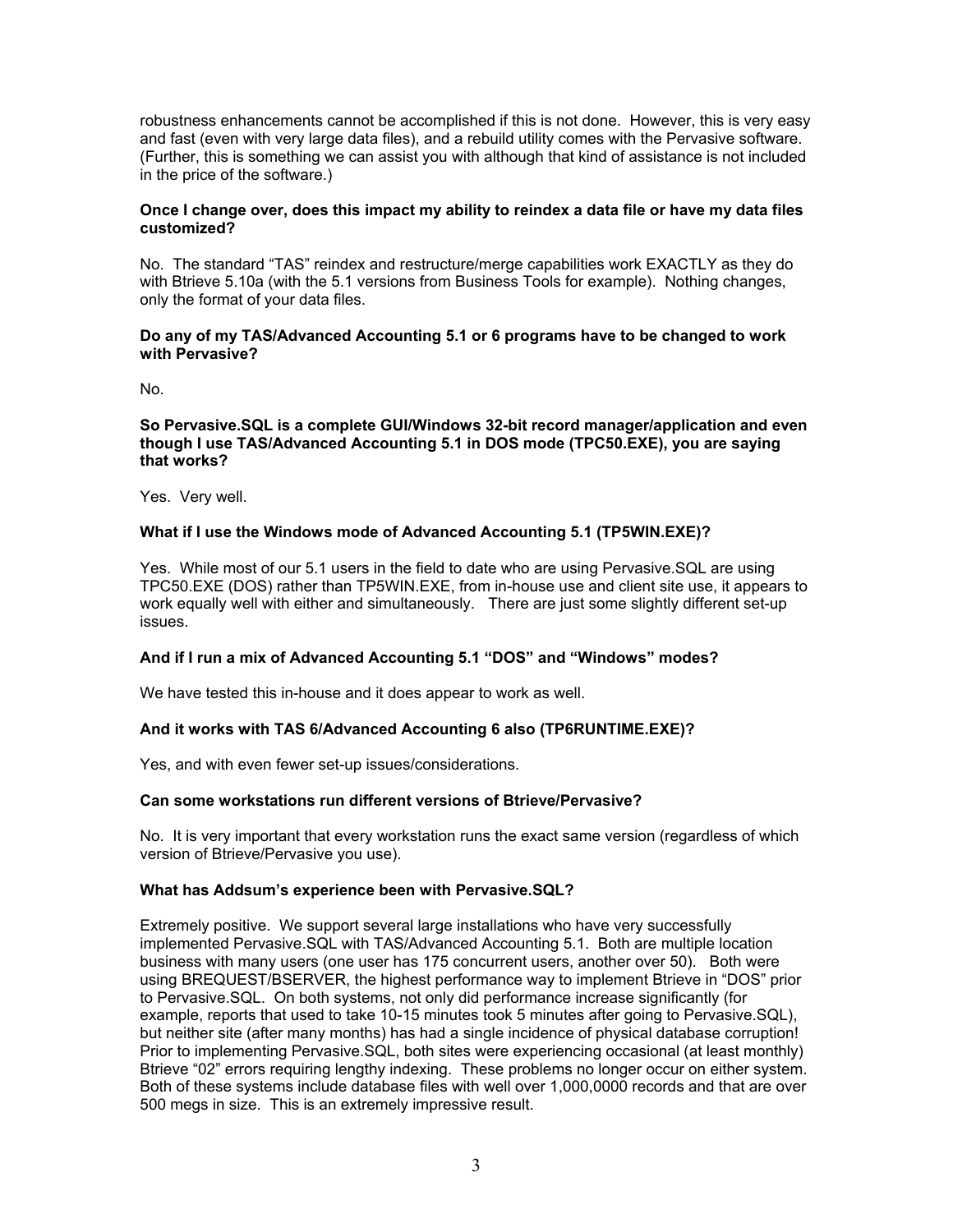robustness enhancements cannot be accomplished if this is not done. However, this is very easy and fast (even with very large data files), and a rebuild utility comes with the Pervasive software. (Further, this is something we can assist you with although that kind of assistance is not included in the price of the software.)

**Once I change over, does this impact my ability to reindex a data file or have my data files customized?**

No. The standard "TAS" reindex and restructure/merge capabilities work EXACTLY as they do with Btrieve 5.10a (with the 5.1 versions from Business Tools for example). Nothing changes, only the format of your data files.

**Do any of my TAS/Advanced Accounting 5.1 or 6 programs have to be changed to work with Pervasive?**

No.

**So Pervasive.SQL is a complete GUI/Windows 32-bit record manager/application and even though I use TAS/Advanced Accounting 5.1 in DOS mode (TPC50.EXE), you are saying that works?**

Yes. Very well.

**What if I use the Windows mode of Advanced Accounting 5.1 (TP5WIN.EXE)?**

Yes. While most of our 5.1 users in the field to date who are using Pervasive.SQL are using TPC50.EXE (DOS) rather than TP5WIN.EXE, from in-house use and client site use, it appears to work equally well with either and simultaneously. There are just some slightly different set-up issues.

**And if I run a mix of Advanced Accounting 5.1 "DOS" and "Windows" modes?**

We have tested this in-house and it does appear to work as well.

**And it works with TAS 6/Advanced Accounting 6 also (TP6RUNTIME.EXE)?**

Yes, and with even fewer set-up issues/considerations.

**Can some workstations run different versions of Btrieve/Pervasive?**

No. It is very important that every workstation runs the exact same version (regardless of which version of Btrieve/Pervasive you use).

**What has Addsum's experience been with Pervasive.SQL?**

Extremely positive. We support several large installations who have very successfully implemented Pervasive.SQL with TAS/Advanced Accounting 5.1. Both are multiple location business with many users (one user has 175 concurrent users, another over 50). Both were using BREQUEST/BSERVER, the highest performance way to implement Btrieve in "DOS" prior to Pervasive.SQL. On both systems, not only did performance increase significantly (for example, reports that used to take 10-15 minutes took 5 minutes after going to Pervasive.SQL), but neither site (after many months) has had a single incidence of physical database corruption! Prior to implementing Pervasive.SQL, both sites were experiencing occasional (at least monthly) Btrieve "02" errors requiring lengthy indexing. These problems no longer occur on either system. Both of these systems include database files with well over 1,000,0000 records and that are over 500 megs in size. This is an extremely impressive result.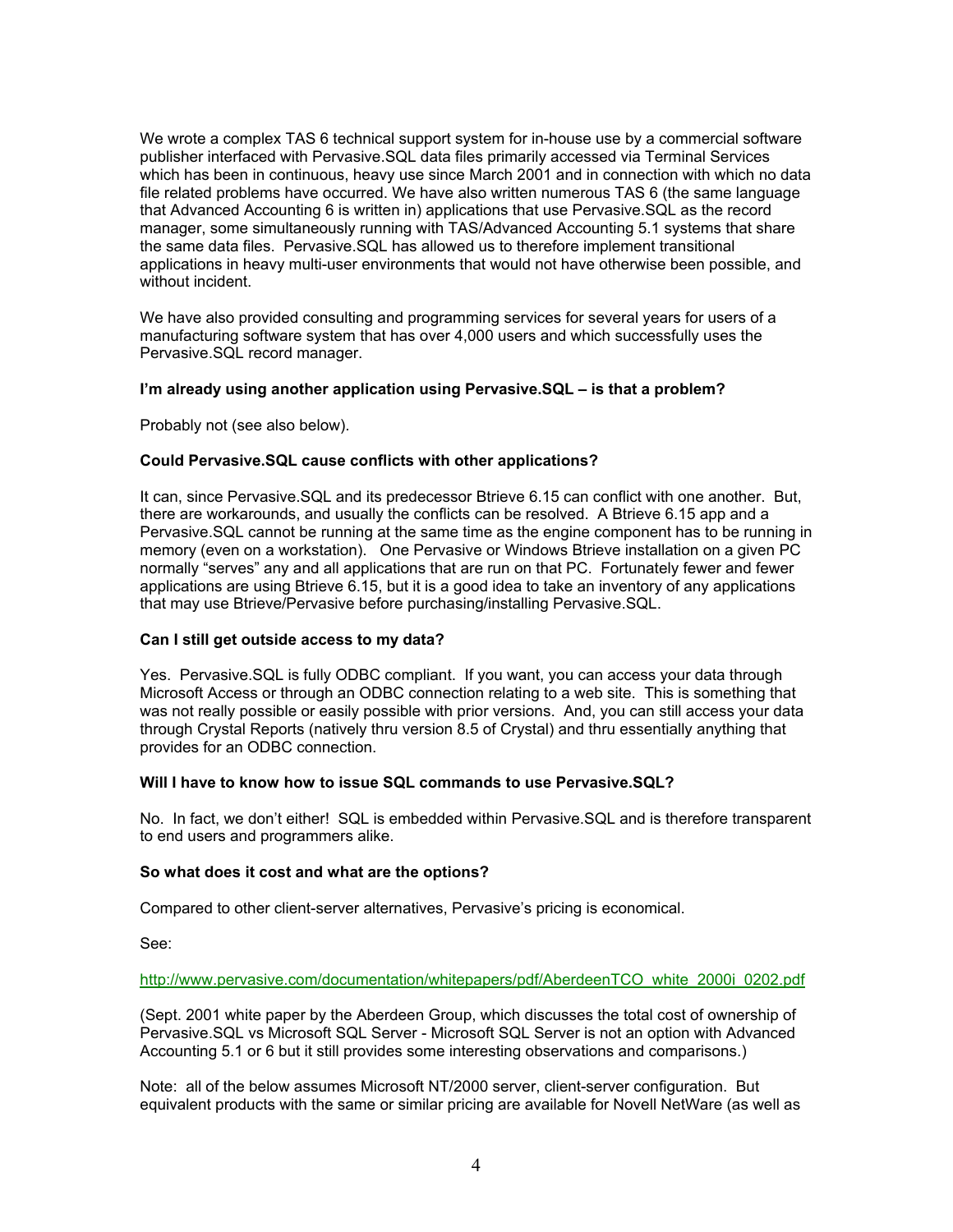We wrote a complex TAS 6 technical support system for in-house use by a commercial software publisher interfaced with Pervasive.SQL data files primarily accessed via Terminal Services which has been in continuous, heavy use since March 2001 and in connection with which no data file related problems have occurred. We have also written numerous TAS 6 (the same language that Advanced Accounting 6 is written in) applications that use Pervasive.SQL as the record manager, some simultaneously running with TAS/Advanced Accounting 5.1 systems that share the same data files. Pervasive.SQL has allowed us to therefore implement transitional applications in heavy multi-user environments that would not have otherwise been possible, and without incident.

We have also provided consulting and programming services for several years for users of a manufacturing software system that has over 4,000 users and which successfully uses the Pervasive.SQL record manager.

**I'm already using another application using Pervasive.SQL – is that a problem?**

Probably not (see also below).

**Could Pervasive.SQL cause conflicts with other applications?**

It can, since Pervasive.SQL and its predecessor Btrieve 6.15 can conflict with one another. But, there are workarounds, and usually the conflicts can be resolved. A Btrieve 6.15 app and a Pervasive.SQL cannot be running at the same time as the engine component has to be running in memory (even on a workstation). One Pervasive or Windows Btrieve installation on a given PC normally "serves" any and all applications that are run on that PC. Fortunately fewer and fewer applications are using Btrieve 6.15, but it is a good idea to take an inventory of any applications that may use Btrieve/Pervasive before purchasing/installing Pervasive.SQL.

**Can I still get outside access to my data?**

Yes. Pervasive.SQL is fully ODBC compliant. If you want, you can access your data through Microsoft Access or through an ODBC connection relating to a web site. This is something that was not really possible or easily possible with prior versions. And, you can still access your data through Crystal Reports (natively thru version 8.5 of Crystal) and thru essentially anything that provides for an ODBC connection.

**Will I have to know how to issue SQL commands to use Pervasive.SQL?**

No. In fact, we don't either! SQL is embedded within Pervasive.SQL and is therefore transparent to end users and programmers alike.

**So what does it cost and what are the options?**

Compared to other client-server alternatives, Pervasive's pricing is economical.

See:

http://www.pervasive.com/documentation/whitepapers/pdf/AberdeenTCO_white_2000i_0202.pdf

(Sept. 2001 white paper by the Aberdeen Group, which discusses the total cost of ownership of Pervasive.SQL vs Microsoft SQL Server - Microsoft SQL Server is not an option with Advanced Accounting 5.1 or 6 but it still provides some interesting observations and comparisons.)

Note: all of the below assumes Microsoft NT/2000 server, client-server configuration. But equivalent products with the same or similar pricing are available for Novell NetWare (as well as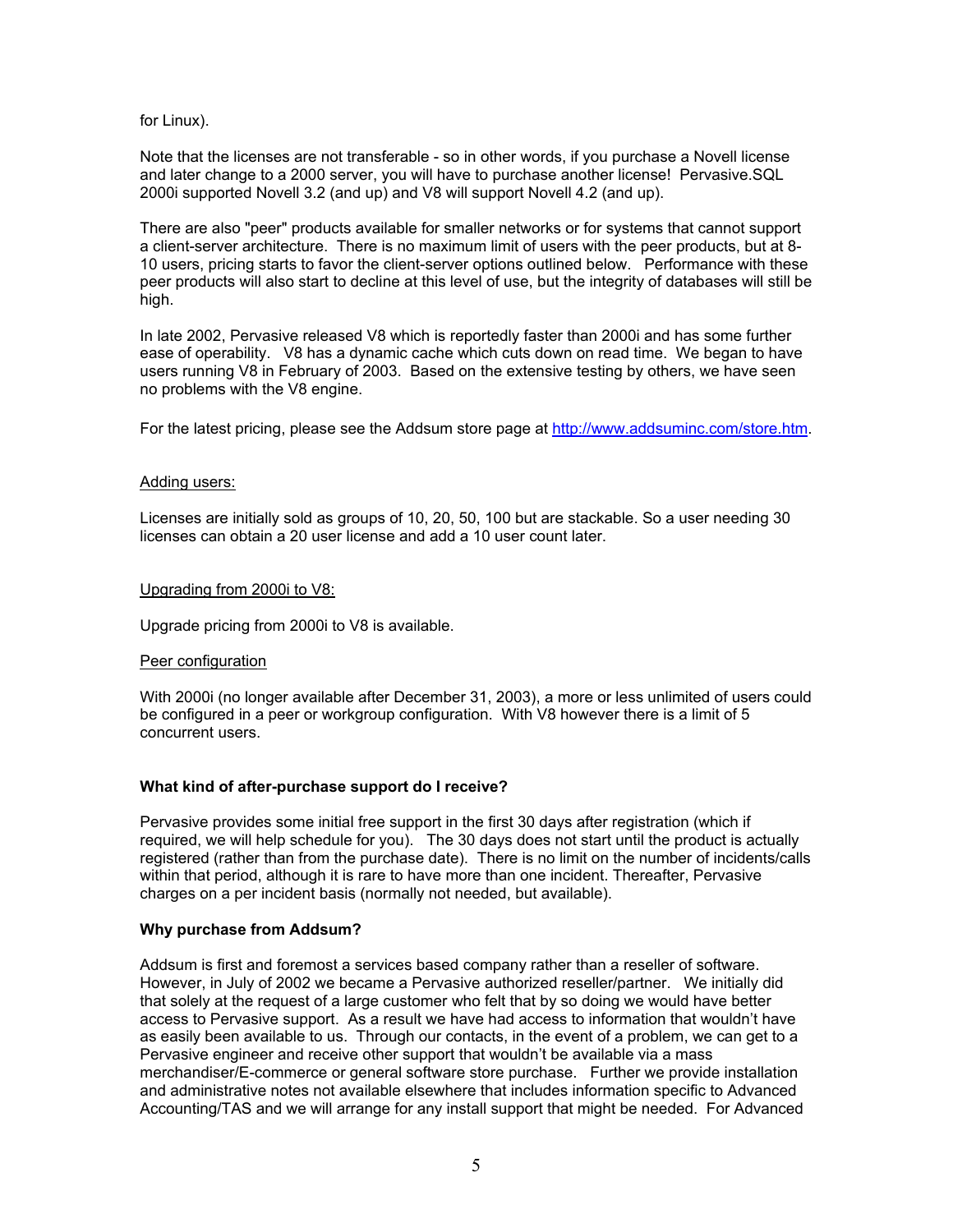for Linux).

Note that the licenses are not transferable - so in other words, if you purchase a Novell license and later change to a 2000 server, you will have to purchase another license! Pervasive.SQL 2000i supported Novell 3.2 (and up) and V8 will support Novell 4.2 (and up).

There are also "peer" products available for smaller networks or for systems that cannot support a client-server architecture. There is no maximum limit of users with the peer products, but at 8-10 users, pricing starts to favor the client-server options outlined below. Performance with these peer products will also start to decline at this level of use, but the integrity of databases will still be high.

In late 2002, Pervasive released V8 which is reportedly faster than 2000i and has some further ease of operability. V8 has a dynamic cache which cuts down on read time. We began to have users running V8 in February of 2003. Based on the extensive testing by others, we have seen no problems with the V8 engine.

For the latest pricing, please see the Addsum store page at [http://www.addsuminc.com/store.htm](http://www.addsuminc.com/store.htm).

Adding users:

Licenses are initially sold as groups of 10, 20, 50, 100 but are stackable. So a user needing 30 licenses can obtain a 20 user license and add a 10 user count later.

Upgrading from 2000i to V8:

Upgrade pricing from 2000i to V8 is available.

Peer configuration

With 2000i (no longer available after December 31, 2003), a more or less unlimited of users could be configured in a peer or workgroup configuration. With V8 however there is a limit of 5 concurrent users.

**What kind of after-purchase support do I receive?**

Pervasive provides some initial free support in the first 30 days after registration (which if required, we will help schedule for you). The 30 days does not start until the product is actually registered (rather than from the purchase date). There is no limit on the number of incidents/calls within that period, although it is rare to have more than one incident. Thereafter, Pervasive charges on a per incident basis (normally not needed, but available).

**Why purchase from Addsum?**

Addsum is first and foremost a services based company rather than a reseller of software. However, in July of 2002 we became a Pervasive authorized reseller/partner. We initially did that solely at the request of a large customer who felt that by so doing we would have better access to Pervasive support. As a result we have had access to information that wouldn't have as easily been available to us. Through our contacts, in the event of a problem, we can get to a Pervasive engineer and receive other support that wouldn't be available via a mass merchandiser/E-commerce or general software store purchase. Further we provide installation and administrative notes not available elsewhere that includes information specific to Advanced Accounting/TAS and we will arrange for any install support that might be needed. For Advanced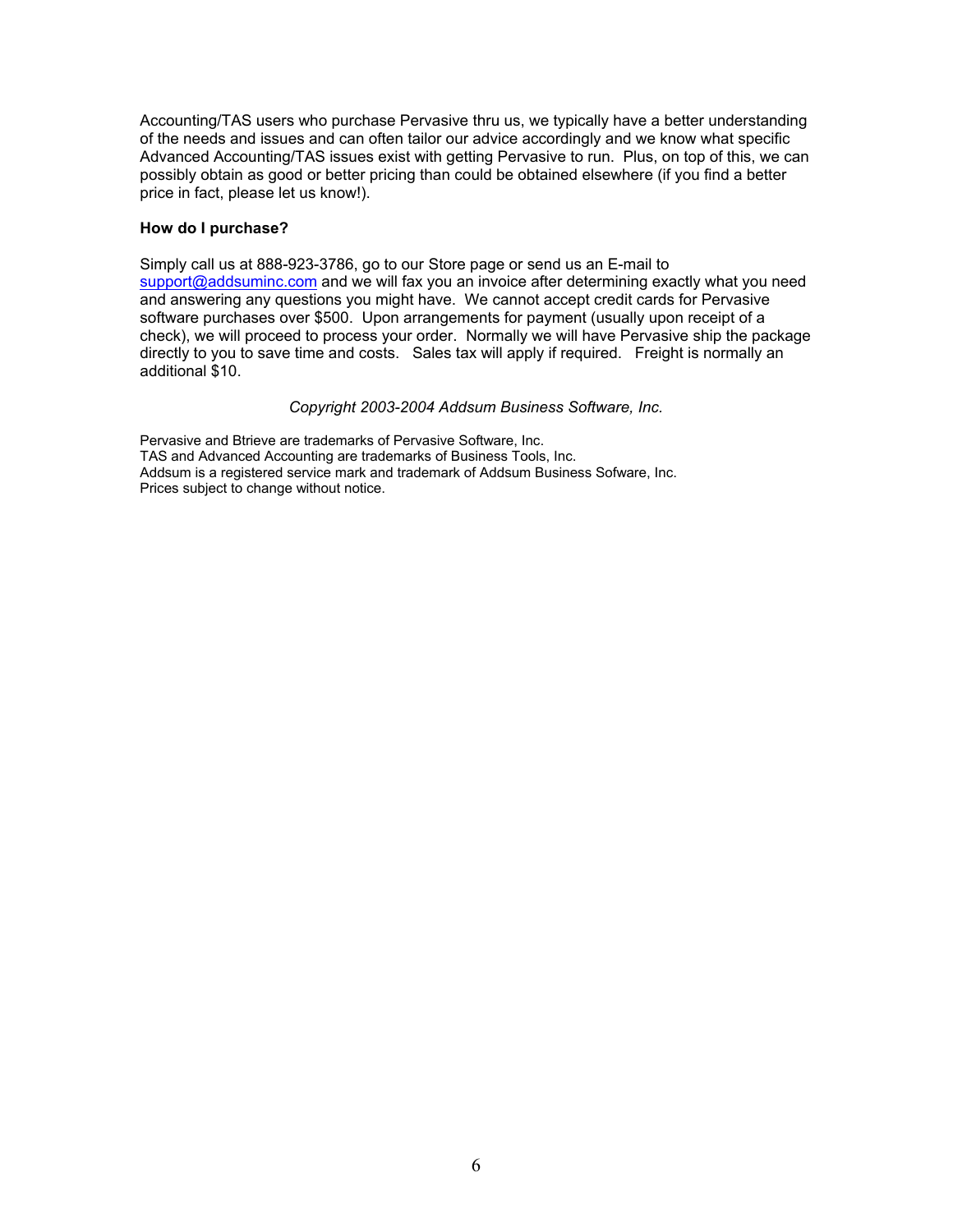Accounting/TAS users who purchase Pervasive thru us, we typically have a better understanding of the needs and issues and can often tailor our advice accordingly and we know what specific Advanced Accounting/TAS issues exist with getting Pervasive to run. Plus, on top of this, we can possibly obtain as good or better pricing than could be obtained elsewhere (if you find a better price in fact, please let us know!).

**How do I purchase?**

Simply call us at 888-923-3786, go to our Store page or send us an E-mail to support@addsuminc.com and we will fax you an invoice after determining exactly what you need and answering any questions you might have. We cannot accept credit cards for Pervasive software purchases over $500. Upon arrangements for payment (usually upon receipt of a check), we will proceed to process your order. Normally we will have Pervasive ship the package directly to you to save time and costs. Sales tax will apply if required. Freight is normally an additional $10.

*Copyright 2003-2004 Addsum Business Software, Inc.*

Pervasive and Btrieve are trademarks of Pervasive Software, Inc.
TAS and Advanced Accounting are trademarks of Business Tools, Inc.
Addsum is a registered service mark and trademark of Addsum Business Sofware, Inc.
Prices subject to change without notice.